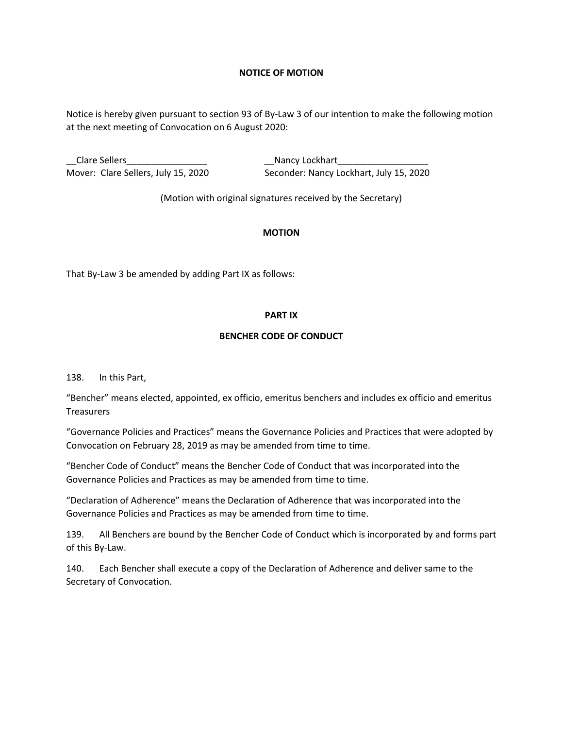**NOTICE OF MOTION**

Notice is hereby given pursuant to section 93 of By-Law 3 of our intention to make the following motion at the next meeting of Convocation on 6 August 2020:

__Clare Sellers________________ __Nancy Lockhart__________________
Mover: Clare Sellers, July 15, 2020 Seconder: Nancy Lockhart, July 15, 2020

(Motion with original signatures received by the Secretary)

**MOTION**

That By-Law 3 be amended by adding Part IX as follows:

**PART IX**

**BENCHER CODE OF CONDUCT**

138. In this Part,

"Bencher" means elected, appointed, ex officio, emeritus benchers and includes ex officio and emeritus Treasurers

"Governance Policies and Practices" means the Governance Policies and Practices that were adopted by Convocation on February 28, 2019 as may be amended from time to time.

"Bencher Code of Conduct" means the Bencher Code of Conduct that was incorporated into the Governance Policies and Practices as may be amended from time to time.

"Declaration of Adherence" means the Declaration of Adherence that was incorporated into the Governance Policies and Practices as may be amended from time to time.

139. All Benchers are bound by the Bencher Code of Conduct which is incorporated by and forms part of this By-Law.

140. Each Bencher shall execute a copy of the Declaration of Adherence and deliver same to the Secretary of Convocation.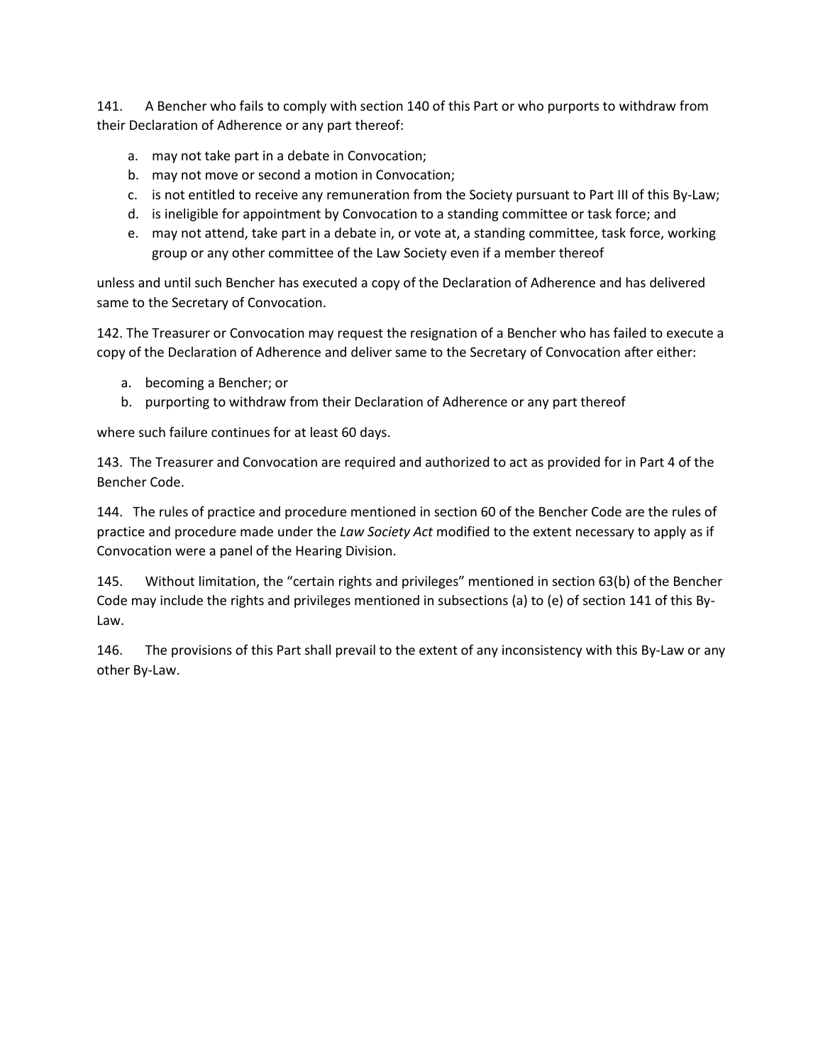141. A Bencher who fails to comply with section 140 of this Part or who purports to withdraw from their Declaration of Adherence or any part thereof:

a. may not take part in a debate in Convocation;
b. may not move or second a motion in Convocation;
c. is not entitled to receive any remuneration from the Society pursuant to Part III of this By-Law;
d. is ineligible for appointment by Convocation to a standing committee or task force; and
e. may not attend, take part in a debate in, or vote at, a standing committee, task force, working group or any other committee of the Law Society even if a member thereof

unless and until such Bencher has executed a copy of the Declaration of Adherence and has delivered same to the Secretary of Convocation.

142. The Treasurer or Convocation may request the resignation of a Bencher who has failed to execute a copy of the Declaration of Adherence and deliver same to the Secretary of Convocation after either:

a. becoming a Bencher; or
b. purporting to withdraw from their Declaration of Adherence or any part thereof

where such failure continues for at least 60 days.

143. The Treasurer and Convocation are required and authorized to act as provided for in Part 4 of the Bencher Code.

144. The rules of practice and procedure mentioned in section 60 of the Bencher Code are the rules of practice and procedure made under the *Law Society Act* modified to the extent necessary to apply as if Convocation were a panel of the Hearing Division.

145. Without limitation, the "certain rights and privileges" mentioned in section 63(b) of the Bencher Code may include the rights and privileges mentioned in subsections (a) to (e) of section 141 of this By-Law.

146. The provisions of this Part shall prevail to the extent of any inconsistency with this By-Law or any other By-Law.